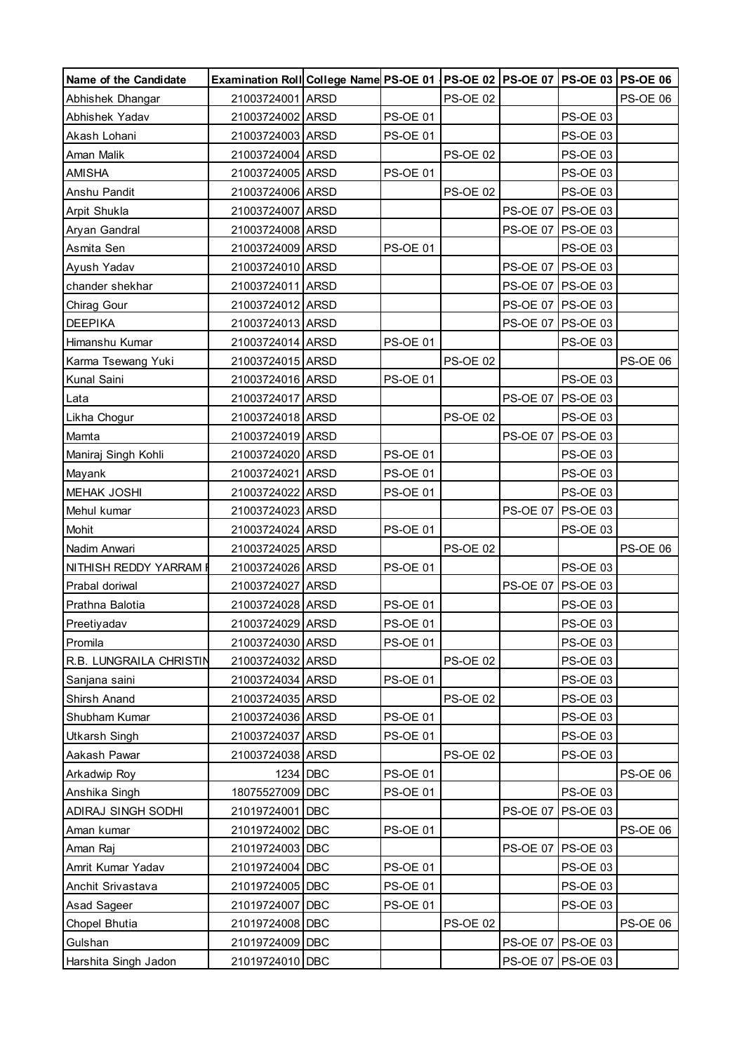| Name of the Candidate | Examination Roll | College Name | PS-OE 01 | PS-OE 02 | PS-OE 07 | PS-OE 03 | PS-OE 06 |
|---|---|---|---|---|---|---|---|
| Abhishek Dhangar | 21003724001 | ARSD | | PS-OE 02 | | | PS-OE 06 |
| Abhishek Yadav | 21003724002 | ARSD | PS-OE 01 | | | PS-OE 03 | |
| Akash Lohani | 21003724003 | ARSD | PS-OE 01 | | | PS-OE 03 | |
| Aman Malik | 21003724004 | ARSD | | PS-OE 02 | | PS-OE 03 | |
| AMISHA | 21003724005 | ARSD | PS-OE 01 | | | PS-OE 03 | |
| Anshu Pandit | 21003724006 | ARSD | | PS-OE 02 | | PS-OE 03 | |
| Arpit Shukla | 21003724007 | ARSD | | | PS-OE 07 | PS-OE 03 | |
| Aryan Gandral | 21003724008 | ARSD | | | PS-OE 07 | PS-OE 03 | |
| Asmita Sen | 21003724009 | ARSD | PS-OE 01 | | | PS-OE 03 | |
| Ayush Yadav | 21003724010 | ARSD | | | PS-OE 07 | PS-OE 03 | |
| chander shekhar | 21003724011 | ARSD | | | PS-OE 07 | PS-OE 03 | |
| Chirag Gour | 21003724012 | ARSD | | | PS-OE 07 | PS-OE 03 | |
| DEEPIKA | 21003724013 | ARSD | | | PS-OE 07 | PS-OE 03 | |
| Himanshu Kumar | 21003724014 | ARSD | PS-OE 01 | | | PS-OE 03 | |
| Karma Tsewang Yuki | 21003724015 | ARSD | | PS-OE 02 | | | PS-OE 06 |
| Kunal Saini | 21003724016 | ARSD | PS-OE 01 | | | PS-OE 03 | |
| Lata | 21003724017 | ARSD | | | PS-OE 07 | PS-OE 03 | |
| Likha Chogur | 21003724018 | ARSD | | PS-OE 02 | | PS-OE 03 | |
| Mamta | 21003724019 | ARSD | | | PS-OE 07 | PS-OE 03 | |
| Maniraj Singh Kohli | 21003724020 | ARSD | PS-OE 01 | | | PS-OE 03 | |
| Mayank | 21003724021 | ARSD | PS-OE 01 | | | PS-OE 03 | |
| MEHAK JOSHI | 21003724022 | ARSD | PS-OE 01 | | | PS-OE 03 | |
| Mehul kumar | 21003724023 | ARSD | | | PS-OE 07 | PS-OE 03 | |
| Mohit | 21003724024 | ARSD | PS-OE 01 | | | PS-OE 03 | |
| Nadim Anwari | 21003724025 | ARSD | | PS-OE 02 | | | PS-OE 06 |
| NITHISH REDDY YARRAM | 21003724026 | ARSD | PS-OE 01 | | | PS-OE 03 | |
| Prabal doriwal | 21003724027 | ARSD | | | PS-OE 07 | PS-OE 03 | |
| Prathna Balotia | 21003724028 | ARSD | PS-OE 01 | | | PS-OE 03 | |
| Preetiyadav | 21003724029 | ARSD | PS-OE 01 | | | PS-OE 03 | |
| Promila | 21003724030 | ARSD | PS-OE 01 | | | PS-OE 03 | |
| R.B. LUNGRAILA CHRISTIN | 21003724032 | ARSD | | PS-OE 02 | | PS-OE 03 | |
| Sanjana saini | 21003724034 | ARSD | PS-OE 01 | | | PS-OE 03 | |
| Shirsh Anand | 21003724035 | ARSD | | PS-OE 02 | | PS-OE 03 | |
| Shubham Kumar | 21003724036 | ARSD | PS-OE 01 | | | PS-OE 03 | |
| Utkarsh Singh | 21003724037 | ARSD | PS-OE 01 | | | PS-OE 03 | |
| Aakash Pawar | 21003724038 | ARSD | | PS-OE 02 | | PS-OE 03 | |
| Arkadwip Roy | 1234 | DBC | PS-OE 01 | | | | PS-OE 06 |
| Anshika Singh | 18075527009 | DBC | PS-OE 01 | | | PS-OE 03 | |
| ADIRAJ SINGH SODHI | 21019724001 | DBC | | | PS-OE 07 | PS-OE 03 | |
| Aman kumar | 21019724002 | DBC | PS-OE 01 | | | | PS-OE 06 |
| Aman Raj | 21019724003 | DBC | | | PS-OE 07 | PS-OE 03 | |
| Amrit Kumar Yadav | 21019724004 | DBC | PS-OE 01 | | | PS-OE 03 | |
| Anchit Srivastava | 21019724005 | DBC | PS-OE 01 | | | PS-OE 03 | |
| Asad Sageer | 21019724007 | DBC | PS-OE 01 | | | PS-OE 03 | |
| Chopel Bhutia | 21019724008 | DBC | | PS-OE 02 | | | PS-OE 06 |
| Gulshan | 21019724009 | DBC | | | PS-OE 07 | PS-OE 03 | |
| Harshita Singh Jadon | 21019724010 | DBC | | | PS-OE 07 | PS-OE 03 | |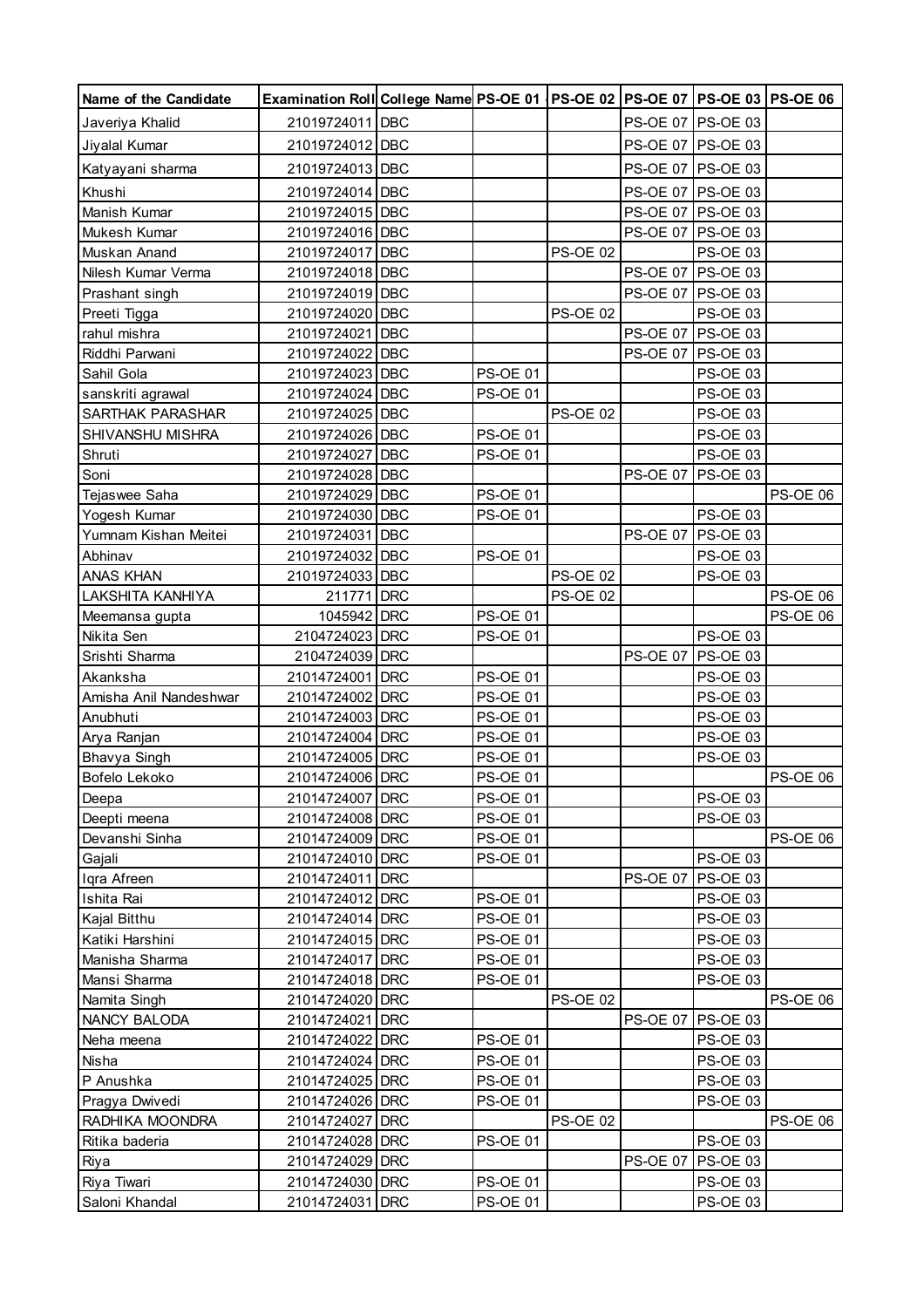| Name of the Candidate | Examination Roll | College Name | PS-OE 01 | PS-OE 02 | PS-OE 07 | PS-OE 03 | PS-OE 06 |
|---|---|---|---|---|---|---|---|
| Javeriya Khalid | 21019724011 | DBC | | | PS-OE 07 | PS-OE 03 | |
| Jiyalal Kumar | 21019724012 | DBC | | | PS-OE 07 | PS-OE 03 | |
| Katyayani sharma | 21019724013 | DBC | | | PS-OE 07 | PS-OE 03 | |
| Khushi | 21019724014 | DBC | | | PS-OE 07 | PS-OE 03 | |
| Manish Kumar | 21019724015 | DBC | | | PS-OE 07 | PS-OE 03 | |
| Mukesh Kumar | 21019724016 | DBC | | | PS-OE 07 | PS-OE 03 | |
| Muskan Anand | 21019724017 | DBC | | PS-OE 02 | | PS-OE 03 | |
| Nilesh Kumar Verma | 21019724018 | DBC | | | PS-OE 07 | PS-OE 03 | |
| Prashant singh | 21019724019 | DBC | | | PS-OE 07 | PS-OE 03 | |
| Preeti Tigga | 21019724020 | DBC | | PS-OE 02 | | PS-OE 03 | |
| rahul mishra | 21019724021 | DBC | | | PS-OE 07 | PS-OE 03 | |
| Riddhi Parwani | 21019724022 | DBC | | | PS-OE 07 | PS-OE 03 | |
| Sahil Gola | 21019724023 | DBC | PS-OE 01 | | | PS-OE 03 | |
| sanskriti agrawal | 21019724024 | DBC | PS-OE 01 | | | PS-OE 03 | |
| SARTHAK PARASHAR | 21019724025 | DBC | | PS-OE 02 | | PS-OE 03 | |
| SHIVANSHU MISHRA | 21019724026 | DBC | PS-OE 01 | | | PS-OE 03 | |
| Shruti | 21019724027 | DBC | PS-OE 01 | | | PS-OE 03 | |
| Soni | 21019724028 | DBC | | | PS-OE 07 | PS-OE 03 | |
| Tejaswee Saha | 21019724029 | DBC | PS-OE 01 | | | | PS-OE 06 |
| Yogesh Kumar | 21019724030 | DBC | PS-OE 01 | | | PS-OE 03 | |
| Yumnam Kishan Meitei | 21019724031 | DBC | | | PS-OE 07 | PS-OE 03 | |
| Abhinav | 21019724032 | DBC | PS-OE 01 | | | PS-OE 03 | |
| ANAS KHAN | 21019724033 | DBC | | PS-OE 02 | | PS-OE 03 | |
| LAKSHITA KANHIYA | 211771 | DRC | | PS-OE 02 | | | PS-OE 06 |
| Meemansa gupta | 1045942 | DRC | PS-OE 01 | | | | PS-OE 06 |
| Nikita Sen | 2104724023 | DRC | PS-OE 01 | | | PS-OE 03 | |
| Srishti Sharma | 2104724039 | DRC | | | PS-OE 07 | PS-OE 03 | |
| Akanksha | 21014724001 | DRC | PS-OE 01 | | | PS-OE 03 | |
| Amisha Anil Nandeshwar | 21014724002 | DRC | PS-OE 01 | | | PS-OE 03 | |
| Anubhuti | 21014724003 | DRC | PS-OE 01 | | | PS-OE 03 | |
| Arya Ranjan | 21014724004 | DRC | PS-OE 01 | | | PS-OE 03 | |
| Bhavya Singh | 21014724005 | DRC | PS-OE 01 | | | PS-OE 03 | |
| Bofelo Lekoko | 21014724006 | DRC | PS-OE 01 | | | | PS-OE 06 |
| Deepa | 21014724007 | DRC | PS-OE 01 | | | PS-OE 03 | |
| Deepti meena | 21014724008 | DRC | PS-OE 01 | | | PS-OE 03 | |
| Devanshi Sinha | 21014724009 | DRC | PS-OE 01 | | | | PS-OE 06 |
| Gajali | 21014724010 | DRC | PS-OE 01 | | | PS-OE 03 | |
| Iqra Afreen | 21014724011 | DRC | | | PS-OE 07 | PS-OE 03 | |
| Ishita Rai | 21014724012 | DRC | PS-OE 01 | | | PS-OE 03 | |
| Kajal Bitthu | 21014724014 | DRC | PS-OE 01 | | | PS-OE 03 | |
| Katiki Harshini | 21014724015 | DRC | PS-OE 01 | | | PS-OE 03 | |
| Manisha Sharma | 21014724017 | DRC | PS-OE 01 | | | PS-OE 03 | |
| Mansi Sharma | 21014724018 | DRC | PS-OE 01 | | | PS-OE 03 | |
| Namita Singh | 21014724020 | DRC | | PS-OE 02 | | | PS-OE 06 |
| NANCY BALODA | 21014724021 | DRC | | | PS-OE 07 | PS-OE 03 | |
| Neha meena | 21014724022 | DRC | PS-OE 01 | | | PS-OE 03 | |
| Nisha | 21014724024 | DRC | PS-OE 01 | | | PS-OE 03 | |
| P Anushka | 21014724025 | DRC | PS-OE 01 | | | PS-OE 03 | |
| Pragya Dwivedi | 21014724026 | DRC | PS-OE 01 | | | PS-OE 03 | |
| RADHIKA MOONDRA | 21014724027 | DRC | | PS-OE 02 | | | PS-OE 06 |
| Ritika baderia | 21014724028 | DRC | PS-OE 01 | | | PS-OE 03 | |
| Riya | 21014724029 | DRC | | | PS-OE 07 | PS-OE 03 | |
| Riya Tiwari | 21014724030 | DRC | PS-OE 01 | | | PS-OE 03 | |
| Saloni Khandal | 21014724031 | DRC | PS-OE 01 | | | PS-OE 03 | |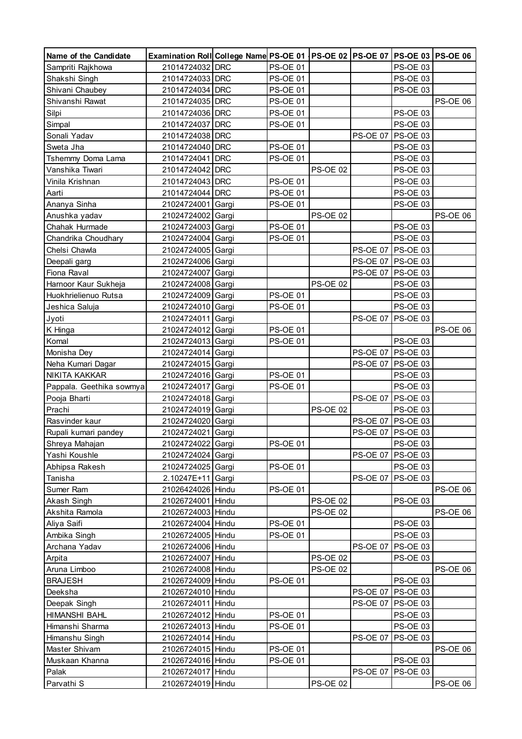| Name of the Candidate | Examination Roll | College Name | PS-OE 01 | PS-OE 02 | PS-OE 07 | PS-OE 03 | PS-OE 06 |
|---|---|---|---|---|---|---|---|
| Sampriti Rajkhowa | 21014724032 | DRC | PS-OE 01 | | | PS-OE 03 | |
| Shakshi Singh | 21014724033 | DRC | PS-OE 01 | | | PS-OE 03 | |
| Shivani Chaubey | 21014724034 | DRC | PS-OE 01 | | | PS-OE 03 | |
| Shivanshi Rawat | 21014724035 | DRC | PS-OE 01 | | | | PS-OE 06 |
| Silpi | 21014724036 | DRC | PS-OE 01 | | | PS-OE 03 | |
| Simpal | 21014724037 | DRC | PS-OE 01 | | | PS-OE 03 | |
| Sonali Yadav | 21014724038 | DRC | | | PS-OE 07 | PS-OE 03 | |
| Sweta Jha | 21014724040 | DRC | PS-OE 01 | | | PS-OE 03 | |
| Tshemmy Doma Lama | 21014724041 | DRC | PS-OE 01 | | | PS-OE 03 | |
| Vanshika Tiwari | 21014724042 | DRC | | PS-OE 02 | | PS-OE 03 | |
| Vinila Krishnan | 21014724043 | DRC | PS-OE 01 | | | PS-OE 03 | |
| Aarti | 21014724044 | DRC | PS-OE 01 | | | PS-OE 03 | |
| Ananya Sinha | 21024724001 | Gargi | PS-OE 01 | | | PS-OE 03 | |
| Anushka yadav | 21024724002 | Gargi | | PS-OE 02 | | | PS-OE 06 |
| Chahak Hurmade | 21024724003 | Gargi | PS-OE 01 | | | PS-OE 03 | |
| Chandrika Choudhary | 21024724004 | Gargi | PS-OE 01 | | | PS-OE 03 | |
| Chelsi Chawla | 21024724005 | Gargi | | | PS-OE 07 | PS-OE 03 | |
| Deepali garg | 21024724006 | Gargi | | | PS-OE 07 | PS-OE 03 | |
| Fiona Raval | 21024724007 | Gargi | | | PS-OE 07 | PS-OE 03 | |
| Harnoor Kaur Sukheja | 21024724008 | Gargi | | PS-OE 02 | | PS-OE 03 | |
| Huokhrielienuo Rutsa | 21024724009 | Gargi | PS-OE 01 | | | PS-OE 03 | |
| Jeshica Saluja | 21024724010 | Gargi | PS-OE 01 | | | PS-OE 03 | |
| Jyoti | 21024724011 | Gargi | | | PS-OE 07 | PS-OE 03 | |
| K Hinga | 21024724012 | Gargi | PS-OE 01 | | | | PS-OE 06 |
| Komal | 21024724013 | Gargi | PS-OE 01 | | | PS-OE 03 | |
| Monisha Dey | 21024724014 | Gargi | | | PS-OE 07 | PS-OE 03 | |
| Neha Kumari Dagar | 21024724015 | Gargi | | | PS-OE 07 | PS-OE 03 | |
| NIKITA KAKKAR | 21024724016 | Gargi | PS-OE 01 | | | PS-OE 03 | |
| Pappala. Geethika sowmya | 21024724017 | Gargi | PS-OE 01 | | | PS-OE 03 | |
| Pooja Bharti | 21024724018 | Gargi | | | PS-OE 07 | PS-OE 03 | |
| Prachi | 21024724019 | Gargi | | PS-OE 02 | | PS-OE 03 | |
| Rasvinder kaur | 21024724020 | Gargi | | | PS-OE 07 | PS-OE 03 | |
| Rupali kumari pandey | 21024724021 | Gargi | | | PS-OE 07 | PS-OE 03 | |
| Shreya Mahajan | 21024724022 | Gargi | PS-OE 01 | | | PS-OE 03 | |
| Yashi Koushle | 21024724024 | Gargi | | | PS-OE 07 | PS-OE 03 | |
| Abhipsa Rakesh | 21024724025 | Gargi | PS-OE 01 | | | PS-OE 03 | |
| Tanisha | 2.10247E+11 | Gargi | | | PS-OE 07 | PS-OE 03 | |
| Sumer Ram | 21026424026 | Hindu | PS-OE 01 | | | | PS-OE 06 |
| Akash Singh | 21026724001 | Hindu | | PS-OE 02 | | PS-OE 03 | |
| Akshita Ramola | 21026724003 | Hindu | | PS-OE 02 | | | PS-OE 06 |
| Aliya Saifi | 21026724004 | Hindu | PS-OE 01 | | | PS-OE 03 | |
| Ambika Singh | 21026724005 | Hindu | PS-OE 01 | | | PS-OE 03 | |
| Archana Yadav | 21026724006 | Hindu | | | PS-OE 07 | PS-OE 03 | |
| Arpita | 21026724007 | Hindu | | PS-OE 02 | | PS-OE 03 | |
| Aruna Limboo | 21026724008 | Hindu | | PS-OE 02 | | | PS-OE 06 |
| BRAJESH | 21026724009 | Hindu | PS-OE 01 | | | PS-OE 03 | |
| Deeksha | 21026724010 | Hindu | | | PS-OE 07 | PS-OE 03 | |
| Deepak Singh | 21026724011 | Hindu | | | PS-OE 07 | PS-OE 03 | |
| HIMANSHI BAHL | 21026724012 | Hindu | PS-OE 01 | | | PS-OE 03 | |
| Himanshi Sharma | 21026724013 | Hindu | PS-OE 01 | | | PS-OE 03 | |
| Himanshu Singh | 21026724014 | Hindu | | | PS-OE 07 | PS-OE 03 | |
| Master Shivam | 21026724015 | Hindu | PS-OE 01 | | | | PS-OE 06 |
| Muskaan Khanna | 21026724016 | Hindu | PS-OE 01 | | | PS-OE 03 | |
| Palak | 21026724017 | Hindu | | | PS-OE 07 | PS-OE 03 | |
| Parvathi S | 21026724019 | Hindu | | PS-OE 02 | | | PS-OE 06 |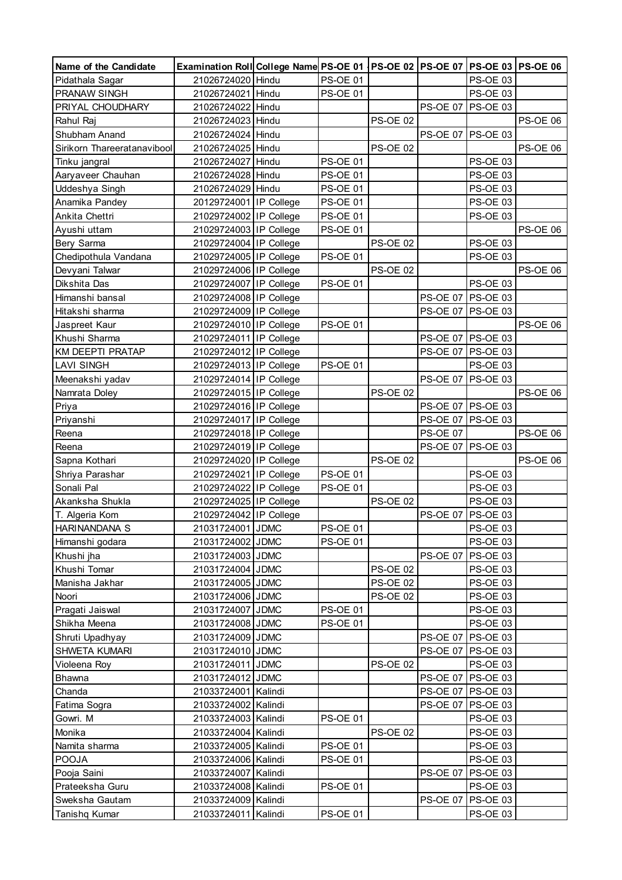| Name of the Candidate | Examination Roll | College Name | PS-OE 01 | PS-OE 02 | PS-OE 07 | PS-OE 03 | PS-OE 06 |
|---|---|---|---|---|---|---|---|
| Pidathala Sagar | 21026724020 | Hindu | PS-OE 01 | | | PS-OE 03 | |
| PRANAW SINGH | 21026724021 | Hindu | PS-OE 01 | | | PS-OE 03 | |
| PRIYAL CHOUDHARY | 21026724022 | Hindu | | | PS-OE 07 | PS-OE 03 | |
| Rahul Raj | 21026724023 | Hindu | | PS-OE 02 | | | PS-OE 06 |
| Shubham Anand | 21026724024 | Hindu | | | PS-OE 07 | PS-OE 03 | |
| Sirikorn Thareeratanavibool | 21026724025 | Hindu | | PS-OE 02 | | | PS-OE 06 |
| Tinku jangral | 21026724027 | Hindu | PS-OE 01 | | | PS-OE 03 | |
| Aaryaveer Chauhan | 21026724028 | Hindu | PS-OE 01 | | | PS-OE 03 | |
| Uddeshya Singh | 21026724029 | Hindu | PS-OE 01 | | | PS-OE 03 | |
| Anamika Pandey | 20129724001 | IP College | PS-OE 01 | | | PS-OE 03 | |
| Ankita Chettri | 21029724002 | IP College | PS-OE 01 | | | PS-OE 03 | |
| Ayushi uttam | 21029724003 | IP College | PS-OE 01 | | | | PS-OE 06 |
| Bery Sarma | 21029724004 | IP College | | PS-OE 02 | | PS-OE 03 | |
| Chedipothula Vandana | 21029724005 | IP College | PS-OE 01 | | | PS-OE 03 | |
| Devyani Talwar | 21029724006 | IP College | | PS-OE 02 | | | PS-OE 06 |
| Dikshita Das | 21029724007 | IP College | PS-OE 01 | | | PS-OE 03 | |
| Himanshi bansal | 21029724008 | IP College | | | PS-OE 07 | PS-OE 03 | |
| Hitakshi sharma | 21029724009 | IP College | | | PS-OE 07 | PS-OE 03 | |
| Jaspreet Kaur | 21029724010 | IP College | PS-OE 01 | | | | PS-OE 06 |
| Khushi Sharma | 21029724011 | IP College | | | PS-OE 07 | PS-OE 03 | |
| KM DEEPTI PRATAP | 21029724012 | IP College | | | PS-OE 07 | PS-OE 03 | |
| LAVI SINGH | 21029724013 | IP College | PS-OE 01 | | | PS-OE 03 | |
| Meenakshi yadav | 21029724014 | IP College | | | PS-OE 07 | PS-OE 03 | |
| Namrata Doley | 21029724015 | IP College | | PS-OE 02 | | | PS-OE 06 |
| Priya | 21029724016 | IP College | | | PS-OE 07 | PS-OE 03 | |
| Priyanshi | 21029724017 | IP College | | | PS-OE 07 | PS-OE 03 | |
| Reena | 21029724018 | IP College | | | PS-OE 07 | | PS-OE 06 |
| Reena | 21029724019 | IP College | | | PS-OE 07 | PS-OE 03 | |
| Sapna Kothari | 21029724020 | IP College | | PS-OE 02 | | | PS-OE 06 |
| Shriya Parashar | 21029724021 | IP College | PS-OE 01 | | | PS-OE 03 | |
| Sonali Pal | 21029724022 | IP College | PS-OE 01 | | | PS-OE 03 | |
| Akanksha Shukla | 21029724025 | IP College | | PS-OE 02 | | PS-OE 03 | |
| T. Algeria Kom | 21029724042 | IP College | | | PS-OE 07 | PS-OE 03 | |
| HARINANDANA S | 21031724001 | JDMC | PS-OE 01 | | | PS-OE 03 | |
| Himanshi godara | 21031724002 | JDMC | PS-OE 01 | | | PS-OE 03 | |
| Khushi jha | 21031724003 | JDMC | | | PS-OE 07 | PS-OE 03 | |
| Khushi Tomar | 21031724004 | JDMC | | PS-OE 02 | | PS-OE 03 | |
| Manisha Jakhar | 21031724005 | JDMC | | PS-OE 02 | | PS-OE 03 | |
| Noori | 21031724006 | JDMC | | PS-OE 02 | | PS-OE 03 | |
| Pragati Jaiswal | 21031724007 | JDMC | PS-OE 01 | | | PS-OE 03 | |
| Shikha Meena | 21031724008 | JDMC | PS-OE 01 | | | PS-OE 03 | |
| Shruti Upadhyay | 21031724009 | JDMC | | | PS-OE 07 | PS-OE 03 | |
| SHWETA KUMARI | 21031724010 | JDMC | | | PS-OE 07 | PS-OE 03 | |
| Violeena Roy | 21031724011 | JDMC | | PS-OE 02 | | PS-OE 03 | |
| Bhawna | 21031724012 | JDMC | | | PS-OE 07 | PS-OE 03 | |
| Chanda | 21033724001 | Kalindi | | | PS-OE 07 | PS-OE 03 | |
| Fatima Sogra | 21033724002 | Kalindi | | | PS-OE 07 | PS-OE 03 | |
| Gowri. M | 21033724003 | Kalindi | PS-OE 01 | | | PS-OE 03 | |
| Monika | 21033724004 | Kalindi | | PS-OE 02 | | PS-OE 03 | |
| Namita sharma | 21033724005 | Kalindi | PS-OE 01 | | | PS-OE 03 | |
| POOJA | 21033724006 | Kalindi | PS-OE 01 | | | PS-OE 03 | |
| Pooja Saini | 21033724007 | Kalindi | | | PS-OE 07 | PS-OE 03 | |
| Prateeksha Guru | 21033724008 | Kalindi | PS-OE 01 | | | PS-OE 03 | |
| Sweksha Gautam | 21033724009 | Kalindi | | | PS-OE 07 | PS-OE 03 | |
| Tanishq Kumar | 21033724011 | Kalindi | PS-OE 01 | | | PS-OE 03 | |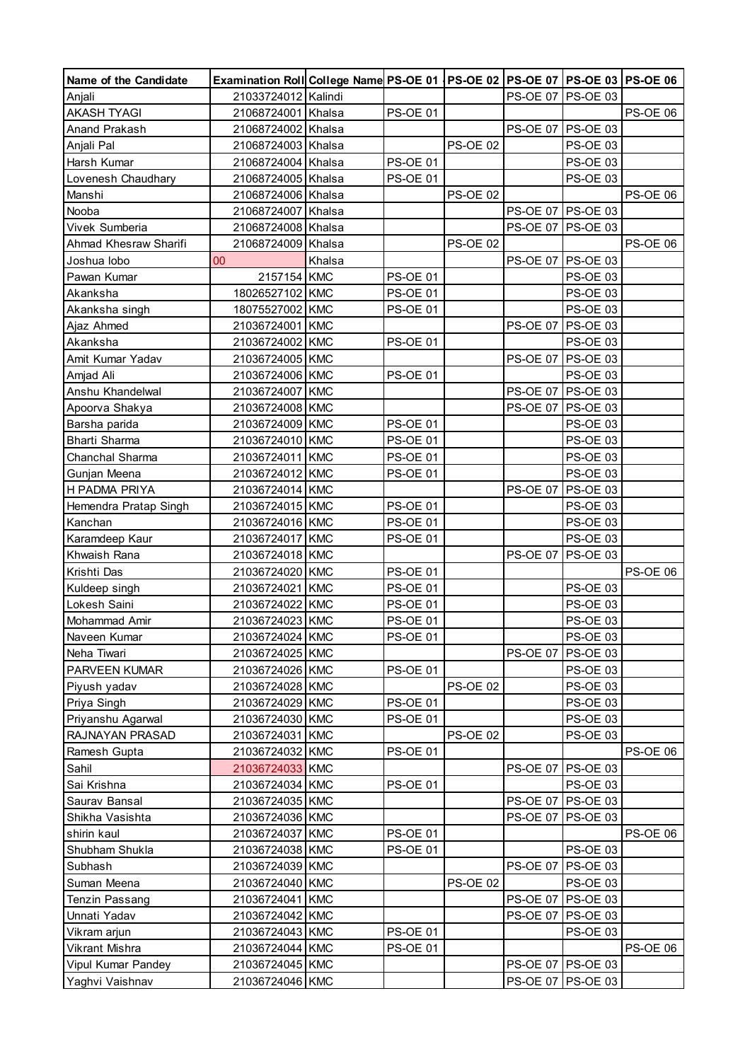| Name of the Candidate | Examination Roll | College Name | PS-OE 01 | PS-OE 02 | PS-OE 07 | PS-OE 03 | PS-OE 06 |
|---|---|---|---|---|---|---|---|
| Anjali | 21033724012 | Kalindi | | | PS-OE 07 | PS-OE 03 | |
| AKASH TYAGI | 21068724001 | Khalsa | PS-OE 01 | | | | PS-OE 06 |
| Anand Prakash | 21068724002 | Khalsa | | | PS-OE 07 | PS-OE 03 | |
| Anjali Pal | 21068724003 | Khalsa | | PS-OE 02 | | PS-OE 03 | |
| Harsh Kumar | 21068724004 | Khalsa | PS-OE 01 | | | PS-OE 03 | |
| Lovenesh Chaudhary | 21068724005 | Khalsa | PS-OE 01 | | | PS-OE 03 | |
| Manshi | 21068724006 | Khalsa | | PS-OE 02 | | | PS-OE 06 |
| Nooba | 21068724007 | Khalsa | | | PS-OE 07 | PS-OE 03 | |
| Vivek Sumberia | 21068724008 | Khalsa | | | PS-OE 07 | PS-OE 03 | |
| Ahmad Khesraw Sharifi | 21068724009 | Khalsa | | PS-OE 02 | | | PS-OE 06 |
| Joshua lobo | 00 | Khalsa | | | PS-OE 07 | PS-OE 03 | |
| Pawan Kumar | 2157154 | KMC | PS-OE 01 | | | PS-OE 03 | |
| Akanksha | 18026527102 | KMC | PS-OE 01 | | | PS-OE 03 | |
| Akanksha singh | 18075527002 | KMC | PS-OE 01 | | | PS-OE 03 | |
| Ajaz Ahmed | 21036724001 | KMC | | | PS-OE 07 | PS-OE 03 | |
| Akanksha | 21036724002 | KMC | PS-OE 01 | | | PS-OE 03 | |
| Amit Kumar Yadav | 21036724005 | KMC | | | PS-OE 07 | PS-OE 03 | |
| Amjad Ali | 21036724006 | KMC | PS-OE 01 | | | PS-OE 03 | |
| Anshu Khandelwal | 21036724007 | KMC | | | PS-OE 07 | PS-OE 03 | |
| Apoorva Shakya | 21036724008 | KMC | | | PS-OE 07 | PS-OE 03 | |
| Barsha parida | 21036724009 | KMC | PS-OE 01 | | | PS-OE 03 | |
| Bharti Sharma | 21036724010 | KMC | PS-OE 01 | | | PS-OE 03 | |
| Chanchal Sharma | 21036724011 | KMC | PS-OE 01 | | | PS-OE 03 | |
| Gunjan Meena | 21036724012 | KMC | PS-OE 01 | | | PS-OE 03 | |
| H PADMA PRIYA | 21036724014 | KMC | | | PS-OE 07 | PS-OE 03 | |
| Hemendra Pratap Singh | 21036724015 | KMC | PS-OE 01 | | | PS-OE 03 | |
| Kanchan | 21036724016 | KMC | PS-OE 01 | | | PS-OE 03 | |
| Karamdeep Kaur | 21036724017 | KMC | PS-OE 01 | | | PS-OE 03 | |
| Khwaish Rana | 21036724018 | KMC | | | PS-OE 07 | PS-OE 03 | |
| Krishti Das | 21036724020 | KMC | PS-OE 01 | | | | PS-OE 06 |
| Kuldeep singh | 21036724021 | KMC | PS-OE 01 | | | PS-OE 03 | |
| Lokesh Saini | 21036724022 | KMC | PS-OE 01 | | | PS-OE 03 | |
| Mohammad Amir | 21036724023 | KMC | PS-OE 01 | | | PS-OE 03 | |
| Naveen Kumar | 21036724024 | KMC | PS-OE 01 | | | PS-OE 03 | |
| Neha Tiwari | 21036724025 | KMC | | | PS-OE 07 | PS-OE 03 | |
| PARVEEN KUMAR | 21036724026 | KMC | PS-OE 01 | | | PS-OE 03 | |
| Piyush yadav | 21036724028 | KMC | | PS-OE 02 | | PS-OE 03 | |
| Priya Singh | 21036724029 | KMC | PS-OE 01 | | | PS-OE 03 | |
| Priyanshu Agarwal | 21036724030 | KMC | PS-OE 01 | | | PS-OE 03 | |
| RAJNAYAN PRASAD | 21036724031 | KMC | | PS-OE 02 | | PS-OE 03 | |
| Ramesh Gupta | 21036724032 | KMC | PS-OE 01 | | | | PS-OE 06 |
| Sahil | 21036724033 | KMC | | | PS-OE 07 | PS-OE 03 | |
| Sai Krishna | 21036724034 | KMC | PS-OE 01 | | | PS-OE 03 | |
| Saurav Bansal | 21036724035 | KMC | | | PS-OE 07 | PS-OE 03 | |
| Shikha Vasishta | 21036724036 | KMC | | | PS-OE 07 | PS-OE 03 | |
| shirin kaul | 21036724037 | KMC | PS-OE 01 | | | | PS-OE 06 |
| Shubham Shukla | 21036724038 | KMC | PS-OE 01 | | | PS-OE 03 | |
| Subhash | 21036724039 | KMC | | | PS-OE 07 | PS-OE 03 | |
| Suman Meena | 21036724040 | KMC | | PS-OE 02 | | PS-OE 03 | |
| Tenzin Passang | 21036724041 | KMC | | | PS-OE 07 | PS-OE 03 | |
| Unnati Yadav | 21036724042 | KMC | | | PS-OE 07 | PS-OE 03 | |
| Vikram arjun | 21036724043 | KMC | PS-OE 01 | | | PS-OE 03 | |
| Vikrant Mishra | 21036724044 | KMC | PS-OE 01 | | | | PS-OE 06 |
| Vipul Kumar Pandey | 21036724045 | KMC | | | PS-OE 07 | PS-OE 03 | |
| Yaghvi Vaishnav | 21036724046 | KMC | | | PS-OE 07 | PS-OE 03 | |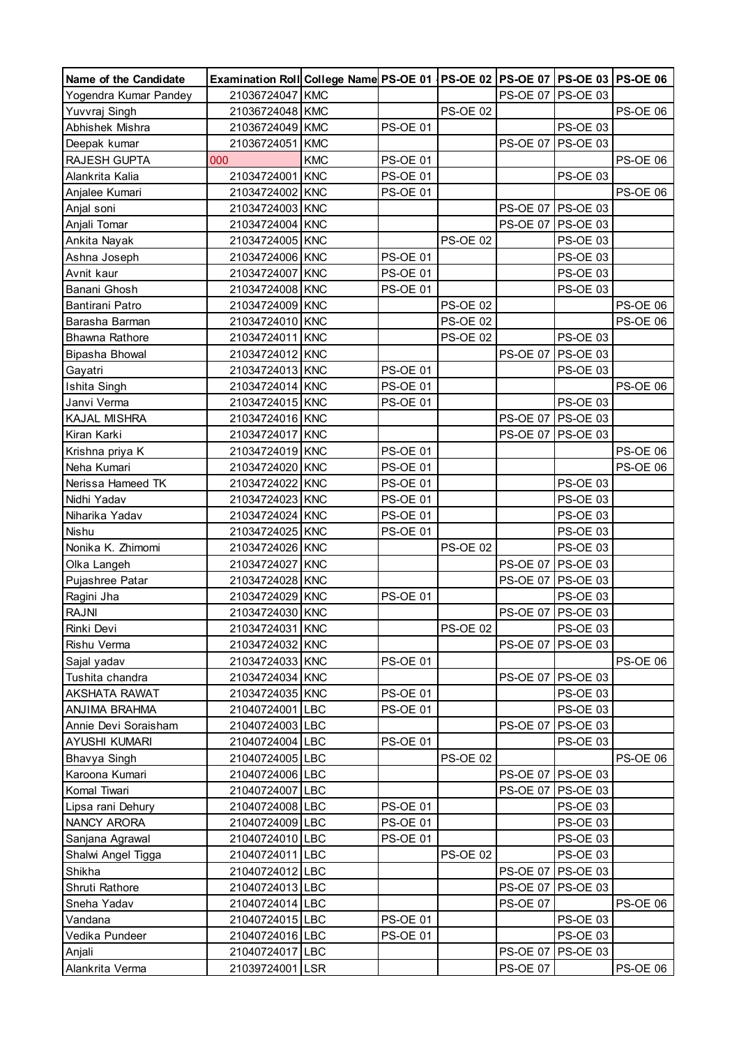| Name of the Candidate | Examination Roll | College Name | PS-OE 01 | PS-OE 02 | PS-OE 07 | PS-OE 03 | PS-OE 06 |
|---|---|---|---|---|---|---|---|
| Yogendra Kumar Pandey | 21036724047 | KMC | | | PS-OE 07 | PS-OE 03 | |
| Yuvvraj Singh | 21036724048 | KMC | | PS-OE 02 | | | PS-OE 06 |
| Abhishek Mishra | 21036724049 | KMC | PS-OE 01 | | | PS-OE 03 | |
| Deepak kumar | 21036724051 | KMC | | | PS-OE 07 | PS-OE 03 | |
| RAJESH GUPTA | 000 | KMC | PS-OE 01 | | | | PS-OE 06 |
| Alankrita Kalia | 21034724001 | KNC | PS-OE 01 | | | PS-OE 03 | |
| Anjalee Kumari | 21034724002 | KNC | PS-OE 01 | | | | PS-OE 06 |
| Anjal soni | 21034724003 | KNC | | | PS-OE 07 | PS-OE 03 | |
| Anjali Tomar | 21034724004 | KNC | | | PS-OE 07 | PS-OE 03 | |
| Ankita Nayak | 21034724005 | KNC | | PS-OE 02 | | PS-OE 03 | |
| Ashna Joseph | 21034724006 | KNC | PS-OE 01 | | | PS-OE 03 | |
| Avnit kaur | 21034724007 | KNC | PS-OE 01 | | | PS-OE 03 | |
| Banani Ghosh | 21034724008 | KNC | PS-OE 01 | | | PS-OE 03 | |
| Bantirani Patro | 21034724009 | KNC | | PS-OE 02 | | | PS-OE 06 |
| Barasha Barman | 21034724010 | KNC | | PS-OE 02 | | | PS-OE 06 |
| Bhawna Rathore | 21034724011 | KNC | | PS-OE 02 | | PS-OE 03 | |
| Bipasha Bhowal | 21034724012 | KNC | | | PS-OE 07 | PS-OE 03 | |
| Gayatri | 21034724013 | KNC | PS-OE 01 | | | PS-OE 03 | |
| Ishita Singh | 21034724014 | KNC | PS-OE 01 | | | | PS-OE 06 |
| Janvi Verma | 21034724015 | KNC | PS-OE 01 | | | PS-OE 03 | |
| KAJAL MISHRA | 21034724016 | KNC | | | PS-OE 07 | PS-OE 03 | |
| Kiran Karki | 21034724017 | KNC | | | PS-OE 07 | PS-OE 03 | |
| Krishna priya K | 21034724019 | KNC | PS-OE 01 | | | | PS-OE 06 |
| Neha Kumari | 21034724020 | KNC | PS-OE 01 | | | | PS-OE 06 |
| Nerissa Hameed TK | 21034724022 | KNC | PS-OE 01 | | | PS-OE 03 | |
| Nidhi Yadav | 21034724023 | KNC | PS-OE 01 | | | PS-OE 03 | |
| Niharika Yadav | 21034724024 | KNC | PS-OE 01 | | | PS-OE 03 | |
| Nishu | 21034724025 | KNC | PS-OE 01 | | | PS-OE 03 | |
| Nonika K. Zhimomi | 21034724026 | KNC | | PS-OE 02 | | PS-OE 03 | |
| Olka Langeh | 21034724027 | KNC | | | PS-OE 07 | PS-OE 03 | |
| Pujashree Patar | 21034724028 | KNC | | | PS-OE 07 | PS-OE 03 | |
| Ragini Jha | 21034724029 | KNC | PS-OE 01 | | | PS-OE 03 | |
| RAJNI | 21034724030 | KNC | | | PS-OE 07 | PS-OE 03 | |
| Rinki Devi | 21034724031 | KNC | | PS-OE 02 | | PS-OE 03 | |
| Rishu Verma | 21034724032 | KNC | | | PS-OE 07 | PS-OE 03 | |
| Sajal yadav | 21034724033 | KNC | PS-OE 01 | | | | PS-OE 06 |
| Tushita chandra | 21034724034 | KNC | | | PS-OE 07 | PS-OE 03 | |
| AKSHATA RAWAT | 21034724035 | KNC | PS-OE 01 | | | PS-OE 03 | |
| ANJIMA BRAHMA | 21040724001 | LBC | PS-OE 01 | | | PS-OE 03 | |
| Annie Devi Soraisham | 21040724003 | LBC | | | PS-OE 07 | PS-OE 03 | |
| AYUSHI KUMARI | 21040724004 | LBC | PS-OE 01 | | | PS-OE 03 | |
| Bhavya Singh | 21040724005 | LBC | | PS-OE 02 | | | PS-OE 06 |
| Karoona Kumari | 21040724006 | LBC | | | PS-OE 07 | PS-OE 03 | |
| Komal Tiwari | 21040724007 | LBC | | | PS-OE 07 | PS-OE 03 | |
| Lipsa rani Dehury | 21040724008 | LBC | PS-OE 01 | | | PS-OE 03 | |
| NANCY ARORA | 21040724009 | LBC | PS-OE 01 | | | PS-OE 03 | |
| Sanjana Agrawal | 21040724010 | LBC | PS-OE 01 | | | PS-OE 03 | |
| Shalwi Angel Tigga | 21040724011 | LBC | | PS-OE 02 | | PS-OE 03 | |
| Shikha | 21040724012 | LBC | | | PS-OE 07 | PS-OE 03 | |
| Shruti Rathore | 21040724013 | LBC | | | PS-OE 07 | PS-OE 03 | |
| Sneha Yadav | 21040724014 | LBC | | | PS-OE 07 | | PS-OE 06 |
| Vandana | 21040724015 | LBC | PS-OE 01 | | | PS-OE 03 | |
| Vedika Pundeer | 21040724016 | LBC | PS-OE 01 | | | PS-OE 03 | |
| Anjali | 21040724017 | LBC | | | PS-OE 07 | PS-OE 03 | |
| Alankrita Verma | 21039724001 | LSR | | | PS-OE 07 | | PS-OE 06 |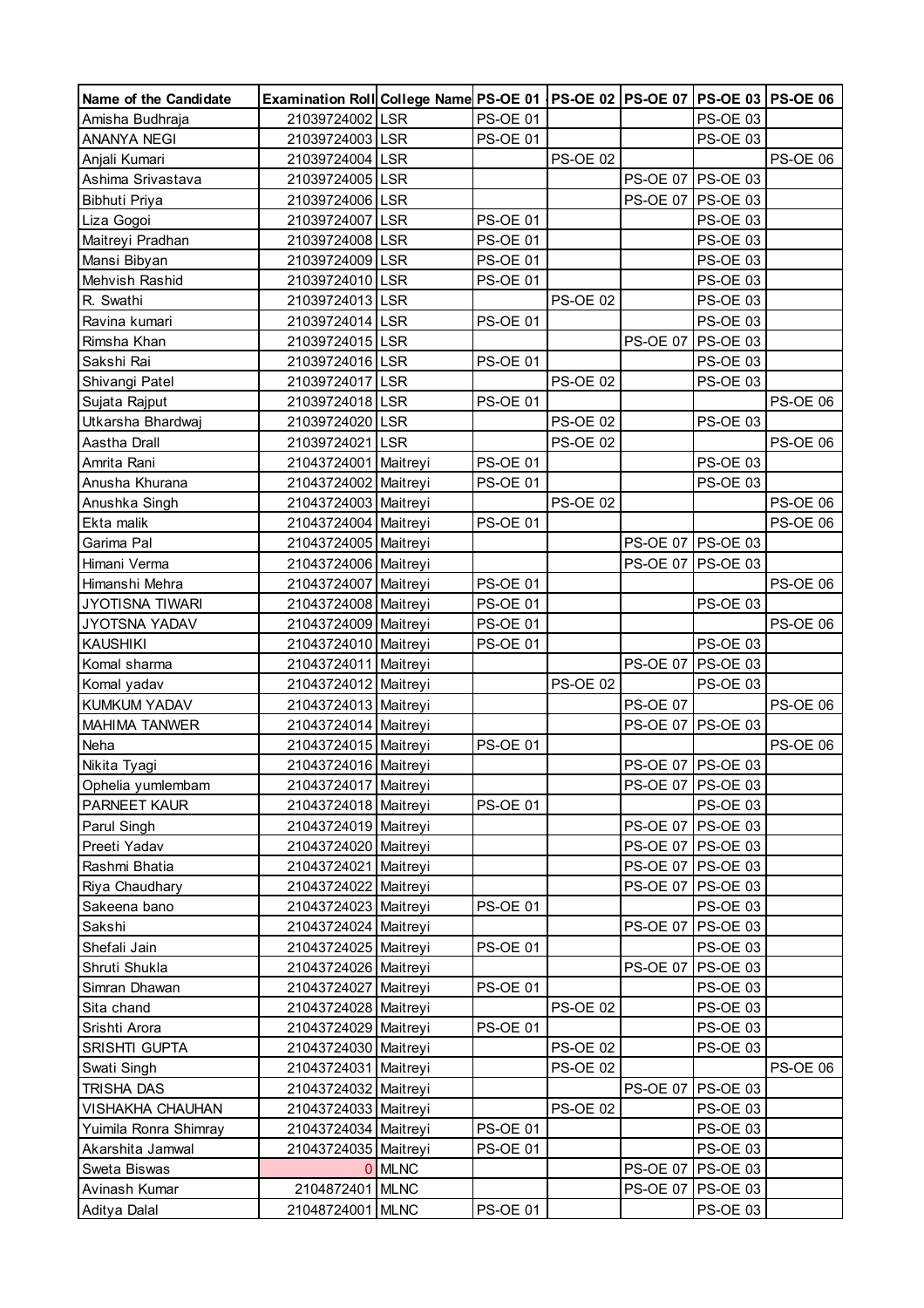| Name of the Candidate | Examination Roll | College Name | PS-OE 01 | PS-OE 02 | PS-OE 07 | PS-OE 03 | PS-OE 06 |
|---|---|---|---|---|---|---|---|
| Amisha Budhraja | 21039724002 | LSR | PS-OE 01 | | | PS-OE 03 | |
| ANANYA NEGI | 21039724003 | LSR | PS-OE 01 | | | PS-OE 03 | |
| Anjali Kumari | 21039724004 | LSR | | PS-OE 02 | | | PS-OE 06 |
| Ashima Srivastava | 21039724005 | LSR | | | PS-OE 07 | PS-OE 03 | |
| Bibhuti Priya | 21039724006 | LSR | | | PS-OE 07 | PS-OE 03 | |
| Liza Gogoi | 21039724007 | LSR | PS-OE 01 | | | PS-OE 03 | |
| Maitreyi Pradhan | 21039724008 | LSR | PS-OE 01 | | | PS-OE 03 | |
| Mansi Bibyan | 21039724009 | LSR | PS-OE 01 | | | PS-OE 03 | |
| Mehvish Rashid | 21039724010 | LSR | PS-OE 01 | | | PS-OE 03 | |
| R. Swathi | 21039724013 | LSR | | PS-OE 02 | | PS-OE 03 | |
| Ravina kumari | 21039724014 | LSR | PS-OE 01 | | | PS-OE 03 | |
| Rimsha Khan | 21039724015 | LSR | | | PS-OE 07 | PS-OE 03 | |
| Sakshi Rai | 21039724016 | LSR | PS-OE 01 | | | PS-OE 03 | |
| Shivangi Patel | 21039724017 | LSR | | PS-OE 02 | | PS-OE 03 | |
| Sujata Rajput | 21039724018 | LSR | PS-OE 01 | | | | PS-OE 06 |
| Utkarsha Bhardwaj | 21039724020 | LSR | | PS-OE 02 | | PS-OE 03 | |
| Aastha Drall | 21039724021 | LSR | | PS-OE 02 | | | PS-OE 06 |
| Amrita Rani | 21043724001 | Maitreyi | PS-OE 01 | | | PS-OE 03 | |
| Anusha Khurana | 21043724002 | Maitreyi | PS-OE 01 | | | PS-OE 03 | |
| Anushka Singh | 21043724003 | Maitreyi | | PS-OE 02 | | | PS-OE 06 |
| Ekta malik | 21043724004 | Maitreyi | PS-OE 01 | | | | PS-OE 06 |
| Garima Pal | 21043724005 | Maitreyi | | | PS-OE 07 | PS-OE 03 | |
| Himani Verma | 21043724006 | Maitreyi | | | PS-OE 07 | PS-OE 03 | |
| Himanshi Mehra | 21043724007 | Maitreyi | PS-OE 01 | | | | PS-OE 06 |
| JYOTISNA TIWARI | 21043724008 | Maitreyi | PS-OE 01 | | | PS-OE 03 | |
| JYOTSNA YADAV | 21043724009 | Maitreyi | PS-OE 01 | | | | PS-OE 06 |
| KAUSHIKI | 21043724010 | Maitreyi | PS-OE 01 | | | PS-OE 03 | |
| Komal sharma | 21043724011 | Maitreyi | | | PS-OE 07 | PS-OE 03 | |
| Komal yadav | 21043724012 | Maitreyi | | PS-OE 02 | | PS-OE 03 | |
| KUMKUM YADAV | 21043724013 | Maitreyi | | | PS-OE 07 | | PS-OE 06 |
| MAHIMA TANWER | 21043724014 | Maitreyi | | | PS-OE 07 | PS-OE 03 | |
| Neha | 21043724015 | Maitreyi | PS-OE 01 | | | | PS-OE 06 |
| Nikita Tyagi | 21043724016 | Maitreyi | | | PS-OE 07 | PS-OE 03 | |
| Ophelia yumlembam | 21043724017 | Maitreyi | | | PS-OE 07 | PS-OE 03 | |
| PARNEET KAUR | 21043724018 | Maitreyi | PS-OE 01 | | | PS-OE 03 | |
| Parul Singh | 21043724019 | Maitreyi | | | PS-OE 07 | PS-OE 03 | |
| Preeti Yadav | 21043724020 | Maitreyi | | | PS-OE 07 | PS-OE 03 | |
| Rashmi Bhatia | 21043724021 | Maitreyi | | | PS-OE 07 | PS-OE 03 | |
| Riya Chaudhary | 21043724022 | Maitreyi | | | PS-OE 07 | PS-OE 03 | |
| Sakeena bano | 21043724023 | Maitreyi | PS-OE 01 | | | PS-OE 03 | |
| Sakshi | 21043724024 | Maitreyi | | | PS-OE 07 | PS-OE 03 | |
| Shefali Jain | 21043724025 | Maitreyi | PS-OE 01 | | | PS-OE 03 | |
| Shruti Shukla | 21043724026 | Maitreyi | | | PS-OE 07 | PS-OE 03 | |
| Simran Dhawan | 21043724027 | Maitreyi | PS-OE 01 | | | PS-OE 03 | |
| Sita chand | 21043724028 | Maitreyi | | PS-OE 02 | | PS-OE 03 | |
| Srishti Arora | 21043724029 | Maitreyi | PS-OE 01 | | | PS-OE 03 | |
| SRISHTI GUPTA | 21043724030 | Maitreyi | | PS-OE 02 | | PS-OE 03 | |
| Swati Singh | 21043724031 | Maitreyi | | PS-OE 02 | | | PS-OE 06 |
| TRISHA DAS | 21043724032 | Maitreyi | | | PS-OE 07 | PS-OE 03 | |
| VISHAKHA CHAUHAN | 21043724033 | Maitreyi | | PS-OE 02 | | PS-OE 03 | |
| Yuimila Ronra Shimray | 21043724034 | Maitreyi | PS-OE 01 | | | PS-OE 03 | |
| Akarshita Jamwal | 21043724035 | Maitreyi | PS-OE 01 | | | PS-OE 03 | |
| Sweta Biswas | 0 | MLNC | | | PS-OE 07 | PS-OE 03 | |
| Avinash Kumar | 2104872401 | MLNC | | | PS-OE 07 | PS-OE 03 | |
| Aditya Dalal | 21048724001 | MLNC | PS-OE 01 | | | PS-OE 03 | |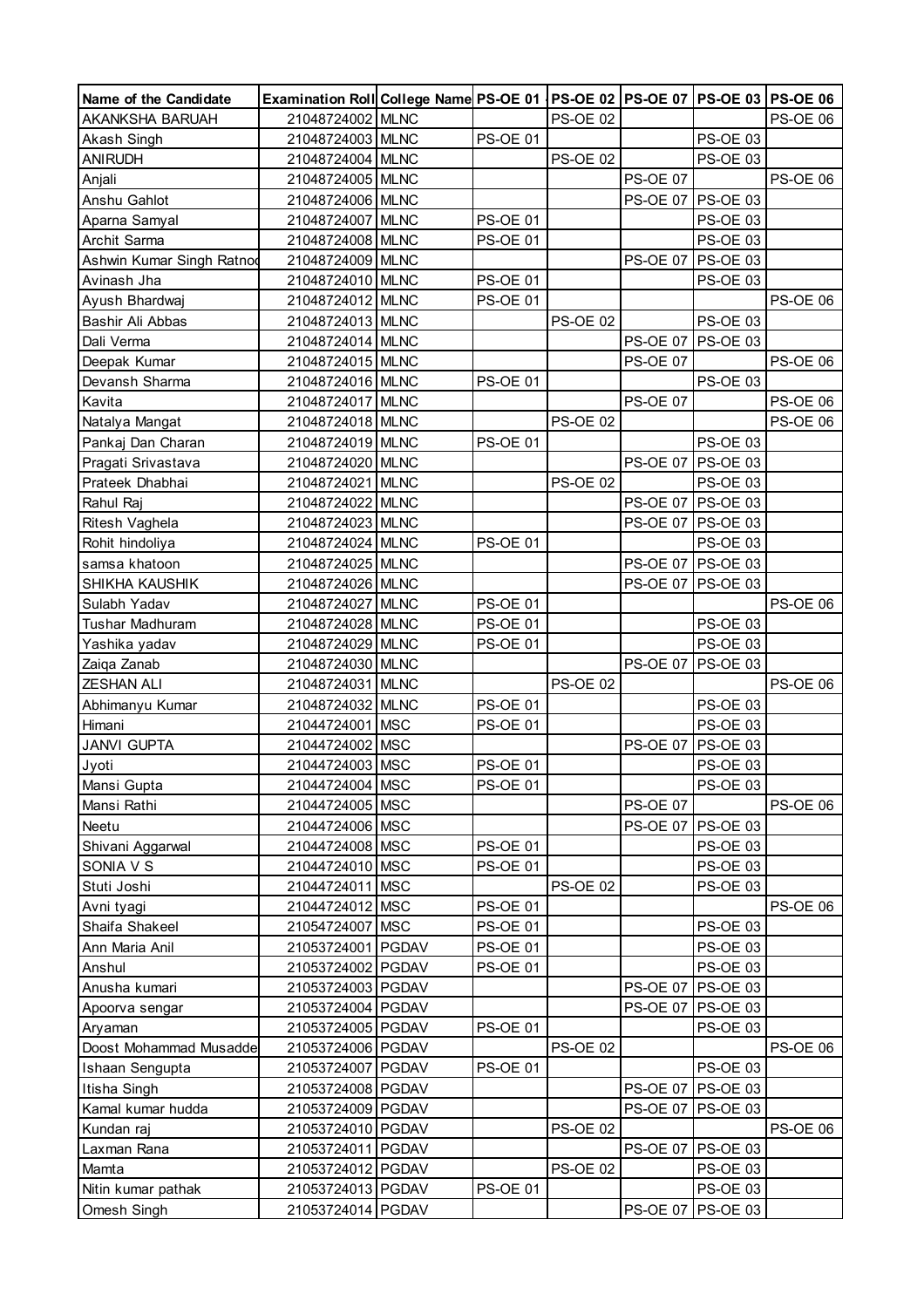| Name of the Candidate | Examination Roll | College Name | PS-OE 01 | PS-OE 02 | PS-OE 07 | PS-OE 03 | PS-OE 06 |
|---|---|---|---|---|---|---|---|
| AKANKSHA BARUAH | 21048724002 | MLNC | | PS-OE 02 | | | PS-OE 06 |
| Akash Singh | 21048724003 | MLNC | PS-OE 01 | | | PS-OE 03 | |
| ANIRUDH | 21048724004 | MLNC | | PS-OE 02 | | PS-OE 03 | |
| Anjali | 21048724005 | MLNC | | | PS-OE 07 | | PS-OE 06 |
| Anshu Gahlot | 21048724006 | MLNC | | | PS-OE 07 | PS-OE 03 | |
| Aparna Samyal | 21048724007 | MLNC | PS-OE 01 | | | PS-OE 03 | |
| Archit Sarma | 21048724008 | MLNC | PS-OE 01 | | | PS-OE 03 | |
| Ashwin Kumar Singh Ratnod | 21048724009 | MLNC | | | PS-OE 07 | PS-OE 03 | |
| Avinash Jha | 21048724010 | MLNC | PS-OE 01 | | | PS-OE 03 | |
| Ayush Bhardwaj | 21048724012 | MLNC | PS-OE 01 | | | | PS-OE 06 |
| Bashir Ali Abbas | 21048724013 | MLNC | | PS-OE 02 | | PS-OE 03 | |
| Dali Verma | 21048724014 | MLNC | | | PS-OE 07 | PS-OE 03 | |
| Deepak Kumar | 21048724015 | MLNC | | | PS-OE 07 | | PS-OE 06 |
| Devansh Sharma | 21048724016 | MLNC | PS-OE 01 | | | PS-OE 03 | |
| Kavita | 21048724017 | MLNC | | | PS-OE 07 | | PS-OE 06 |
| Natalya Mangat | 21048724018 | MLNC | | PS-OE 02 | | | PS-OE 06 |
| Pankaj Dan Charan | 21048724019 | MLNC | PS-OE 01 | | | PS-OE 03 | |
| Pragati Srivastava | 21048724020 | MLNC | | | PS-OE 07 | PS-OE 03 | |
| Prateek Dhabhai | 21048724021 | MLNC | | PS-OE 02 | | PS-OE 03 | |
| Rahul Raj | 21048724022 | MLNC | | | PS-OE 07 | PS-OE 03 | |
| Ritesh Vaghela | 21048724023 | MLNC | | | PS-OE 07 | PS-OE 03 | |
| Rohit hindoliya | 21048724024 | MLNC | PS-OE 01 | | | PS-OE 03 | |
| samsa khatoon | 21048724025 | MLNC | | | PS-OE 07 | PS-OE 03 | |
| SHIKHA KAUSHIK | 21048724026 | MLNC | | | PS-OE 07 | PS-OE 03 | |
| Sulabh Yadav | 21048724027 | MLNC | PS-OE 01 | | | | PS-OE 06 |
| Tushar Madhuram | 21048724028 | MLNC | PS-OE 01 | | | PS-OE 03 | |
| Yashika yadav | 21048724029 | MLNC | PS-OE 01 | | | PS-OE 03 | |
| Zaiqa Zanab | 21048724030 | MLNC | | | PS-OE 07 | PS-OE 03 | |
| ZESHAN ALI | 21048724031 | MLNC | | PS-OE 02 | | | PS-OE 06 |
| Abhimanyu Kumar | 21048724032 | MLNC | PS-OE 01 | | | PS-OE 03 | |
| Himani | 21044724001 | MSC | PS-OE 01 | | | PS-OE 03 | |
| JANVI GUPTA | 21044724002 | MSC | | | PS-OE 07 | PS-OE 03 | |
| Jyoti | 21044724003 | MSC | PS-OE 01 | | | PS-OE 03 | |
| Mansi Gupta | 21044724004 | MSC | PS-OE 01 | | | PS-OE 03 | |
| Mansi Rathi | 21044724005 | MSC | | | PS-OE 07 | | PS-OE 06 |
| Neetu | 21044724006 | MSC | | | PS-OE 07 | PS-OE 03 | |
| Shivani Aggarwal | 21044724008 | MSC | PS-OE 01 | | | PS-OE 03 | |
| SONIA V S | 21044724010 | MSC | PS-OE 01 | | | PS-OE 03 | |
| Stuti Joshi | 21044724011 | MSC | | PS-OE 02 | | PS-OE 03 | |
| Avni tyagi | 21044724012 | MSC | PS-OE 01 | | | | PS-OE 06 |
| Shaifa Shakeel | 21054724007 | MSC | PS-OE 01 | | | PS-OE 03 | |
| Ann Maria Anil | 21053724001 | PGDAV | PS-OE 01 | | | PS-OE 03 | |
| Anshul | 21053724002 | PGDAV | PS-OE 01 | | | PS-OE 03 | |
| Anusha kumari | 21053724003 | PGDAV | | | PS-OE 07 | PS-OE 03 | |
| Apoorva sengar | 21053724004 | PGDAV | | | PS-OE 07 | PS-OE 03 | |
| Aryaman | 21053724005 | PGDAV | PS-OE 01 | | | PS-OE 03 | |
| Doost Mohammad Musadde | 21053724006 | PGDAV | | PS-OE 02 | | | PS-OE 06 |
| Ishaan Sengupta | 21053724007 | PGDAV | PS-OE 01 | | | PS-OE 03 | |
| Itisha Singh | 21053724008 | PGDAV | | | PS-OE 07 | PS-OE 03 | |
| Kamal kumar hudda | 21053724009 | PGDAV | | | PS-OE 07 | PS-OE 03 | |
| Kundan raj | 21053724010 | PGDAV | | PS-OE 02 | | | PS-OE 06 |
| Laxman Rana | 21053724011 | PGDAV | | | PS-OE 07 | PS-OE 03 | |
| Mamta | 21053724012 | PGDAV | | PS-OE 02 | | PS-OE 03 | |
| Nitin kumar pathak | 21053724013 | PGDAV | PS-OE 01 | | | PS-OE 03 | |
| Omesh Singh | 21053724014 | PGDAV | | | PS-OE 07 | PS-OE 03 | |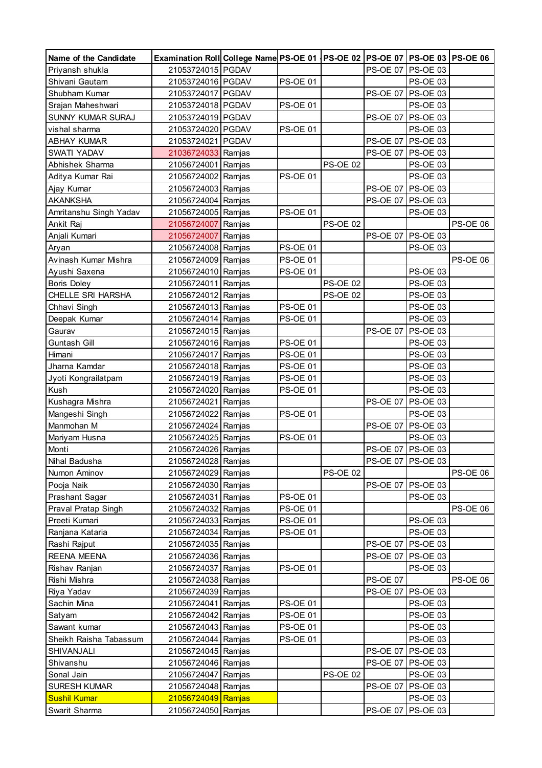| Name of the Candidate | Examination Roll | College Name | PS-OE 01 | PS-OE 02 | PS-OE 07 | PS-OE 03 | PS-OE 06 |
|---|---|---|---|---|---|---|---|
| Priyansh shukla | 21053724015 | PGDAV | | | PS-OE 07 | PS-OE 03 | |
| Shivani Gautam | 21053724016 | PGDAV | PS-OE 01 | | | PS-OE 03 | |
| Shubham Kumar | 21053724017 | PGDAV | | | PS-OE 07 | PS-OE 03 | |
| Srajan Maheshwari | 21053724018 | PGDAV | PS-OE 01 | | | PS-OE 03 | |
| SUNNY KUMAR SURAJ | 21053724019 | PGDAV | | | PS-OE 07 | PS-OE 03 | |
| vishal sharma | 21053724020 | PGDAV | PS-OE 01 | | | PS-OE 03 | |
| ABHAY KUMAR | 21053724021 | PGDAV | | | PS-OE 07 | PS-OE 03 | |
| SWATI YADAV | 21036724033 | Ramjas | | | PS-OE 07 | PS-OE 03 | |
| Abhishek Sharma | 21056724001 | Ramjas | | PS-OE 02 | | PS-OE 03 | |
| Aditya Kumar Rai | 21056724002 | Ramjas | PS-OE 01 | | | PS-OE 03 | |
| Ajay Kumar | 21056724003 | Ramjas | | | PS-OE 07 | PS-OE 03 | |
| AKANKSHA | 21056724004 | Ramjas | | | PS-OE 07 | PS-OE 03 | |
| Amritanshu Singh Yadav | 21056724005 | Ramjas | PS-OE 01 | | | PS-OE 03 | |
| Ankit Raj | 21056724007 | Ramjas | | PS-OE 02 | | | PS-OE 06 |
| Anjali Kumari | 21056724007 | Ramjas | | | PS-OE 07 | PS-OE 03 | |
| Aryan | 21056724008 | Ramjas | PS-OE 01 | | | PS-OE 03 | |
| Avinash Kumar Mishra | 21056724009 | Ramjas | PS-OE 01 | | | | PS-OE 06 |
| Ayushi Saxena | 21056724010 | Ramjas | PS-OE 01 | | | PS-OE 03 | |
| Boris Doley | 21056724011 | Ramjas | | PS-OE 02 | | PS-OE 03 | |
| CHELLE SRI HARSHA | 21056724012 | Ramjas | | PS-OE 02 | | PS-OE 03 | |
| Chhavi Singh | 21056724013 | Ramjas | PS-OE 01 | | | PS-OE 03 | |
| Deepak Kumar | 21056724014 | Ramjas | PS-OE 01 | | | PS-OE 03 | |
| Gaurav | 21056724015 | Ramjas | | | PS-OE 07 | PS-OE 03 | |
| Guntash Gill | 21056724016 | Ramjas | PS-OE 01 | | | PS-OE 03 | |
| Himani | 21056724017 | Ramjas | PS-OE 01 | | | PS-OE 03 | |
| Jharna Kamdar | 21056724018 | Ramjas | PS-OE 01 | | | PS-OE 03 | |
| Jyoti Kongrailatpam | 21056724019 | Ramjas | PS-OE 01 | | | PS-OE 03 | |
| Kush | 21056724020 | Ramjas | PS-OE 01 | | | PS-OE 03 | |
| Kushagra Mishra | 21056724021 | Ramjas | | | PS-OE 07 | PS-OE 03 | |
| Mangeshi Singh | 21056724022 | Ramjas | PS-OE 01 | | | PS-OE 03 | |
| Manmohan M | 21056724024 | Ramjas | | | PS-OE 07 | PS-OE 03 | |
| Mariyam Husna | 21056724025 | Ramjas | PS-OE 01 | | | PS-OE 03 | |
| Monti | 21056724026 | Ramjas | | | PS-OE 07 | PS-OE 03 | |
| Nihal Badusha | 21056724028 | Ramjas | | | PS-OE 07 | PS-OE 03 | |
| Numon Aminov | 21056724029 | Ramjas | | PS-OE 02 | | | PS-OE 06 |
| Pooja Naik | 21056724030 | Ramjas | | | PS-OE 07 | PS-OE 03 | |
| Prashant Sagar | 21056724031 | Ramjas | PS-OE 01 | | | PS-OE 03 | |
| Praval Pratap Singh | 21056724032 | Ramjas | PS-OE 01 | | | | PS-OE 06 |
| Preeti Kumari | 21056724033 | Ramjas | PS-OE 01 | | | PS-OE 03 | |
| Ranjana Kataria | 21056724034 | Ramjas | PS-OE 01 | | | PS-OE 03 | |
| Rashi Rajput | 21056724035 | Ramjas | | | PS-OE 07 | PS-OE 03 | |
| REENA MEENA | 21056724036 | Ramjas | | | PS-OE 07 | PS-OE 03 | |
| Rishav Ranjan | 21056724037 | Ramjas | PS-OE 01 | | | PS-OE 03 | |
| Rishi Mishra | 21056724038 | Ramjas | | | PS-OE 07 | | PS-OE 06 |
| Riya Yadav | 21056724039 | Ramjas | | | PS-OE 07 | PS-OE 03 | |
| Sachin Mina | 21056724041 | Ramjas | PS-OE 01 | | | PS-OE 03 | |
| Satyam | 21056724042 | Ramjas | PS-OE 01 | | | PS-OE 03 | |
| Sawant kumar | 21056724043 | Ramjas | PS-OE 01 | | | PS-OE 03 | |
| Sheikh Raisha Tabassum | 21056724044 | Ramjas | PS-OE 01 | | | PS-OE 03 | |
| SHIVANJALI | 21056724045 | Ramjas | | | PS-OE 07 | PS-OE 03 | |
| Shivanshu | 21056724046 | Ramjas | | | PS-OE 07 | PS-OE 03 | |
| Sonal Jain | 21056724047 | Ramjas | | PS-OE 02 | | PS-OE 03 | |
| SURESH KUMAR | 21056724048 | Ramjas | | | PS-OE 07 | PS-OE 03 | |
| Sushil Kumar | 21056724049 | Ramjas | | | | PS-OE 03 | |
| Swarit Sharma | 21056724050 | Ramjas | | | PS-OE 07 | PS-OE 03 | |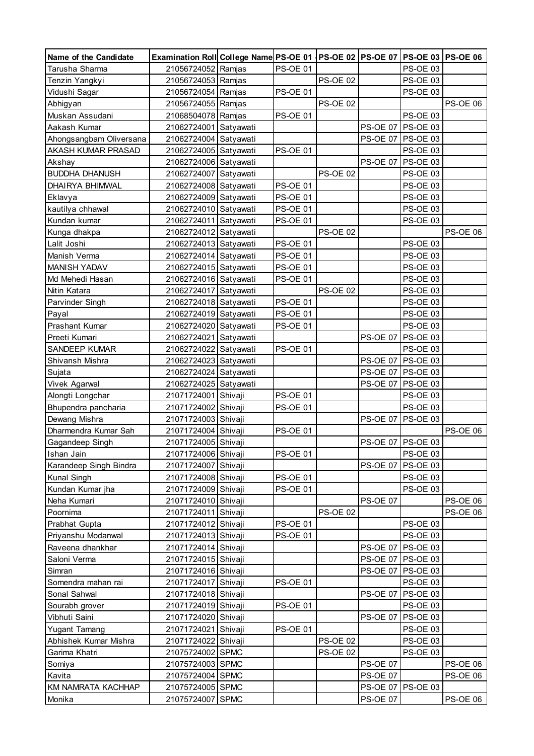| Name of the Candidate | Examination Roll | College Name | PS-OE 01 | PS-OE 02 | PS-OE 07 | PS-OE 03 | PS-OE 06 |
|---|---|---|---|---|---|---|---|
| Tarusha Sharma | 21056724052 | Ramjas | PS-OE 01 | | | PS-OE 03 | |
| Tenzin Yangkyi | 21056724053 | Ramjas | | PS-OE 02 | | PS-OE 03 | |
| Vidushi Sagar | 21056724054 | Ramjas | PS-OE 01 | | | PS-OE 03 | |
| Abhigyan | 21056724055 | Ramjas | | PS-OE 02 | | | PS-OE 06 |
| Muskan Assudani | 21068504078 | Ramjas | PS-OE 01 | | | PS-OE 03 | |
| Aakash Kumar | 21062724001 | Satyawati | | | PS-OE 07 | PS-OE 03 | |
| Ahongsangbam Oliversana | 21062724004 | Satyawati | | | PS-OE 07 | PS-OE 03 | |
| AKASH KUMAR PRASAD | 21062724005 | Satyawati | PS-OE 01 | | | PS-OE 03 | |
| Akshay | 21062724006 | Satyawati | | | PS-OE 07 | PS-OE 03 | |
| BUDDHA DHANUSH | 21062724007 | Satyawati | | PS-OE 02 | | PS-OE 03 | |
| DHAIRYA BHIMWAL | 21062724008 | Satyawati | PS-OE 01 | | | PS-OE 03 | |
| Eklavya | 21062724009 | Satyawati | PS-OE 01 | | | PS-OE 03 | |
| kautilya chhawal | 21062724010 | Satyawati | PS-OE 01 | | | PS-OE 03 | |
| Kundan kumar | 21062724011 | Satyawati | PS-OE 01 | | | PS-OE 03 | |
| Kunga dhakpa | 21062724012 | Satyawati | | PS-OE 02 | | | PS-OE 06 |
| Lalit Joshi | 21062724013 | Satyawati | PS-OE 01 | | | PS-OE 03 | |
| Manish Verma | 21062724014 | Satyawati | PS-OE 01 | | | PS-OE 03 | |
| MANISH YADAV | 21062724015 | Satyawati | PS-OE 01 | | | PS-OE 03 | |
| Md Mehedi Hasan | 21062724016 | Satyawati | PS-OE 01 | | | PS-OE 03 | |
| Nitin Katara | 21062724017 | Satyawati | | PS-OE 02 | | PS-OE 03 | |
| Parvinder Singh | 21062724018 | Satyawati | PS-OE 01 | | | PS-OE 03 | |
| Payal | 21062724019 | Satyawati | PS-OE 01 | | | PS-OE 03 | |
| Prashant Kumar | 21062724020 | Satyawati | PS-OE 01 | | | PS-OE 03 | |
| Preeti Kumari | 21062724021 | Satyawati | | | PS-OE 07 | PS-OE 03 | |
| SANDEEP KUMAR | 21062724022 | Satyawati | PS-OE 01 | | | PS-OE 03 | |
| Shivansh Mishra | 21062724023 | Satyawati | | | PS-OE 07 | PS-OE 03 | |
| Sujata | 21062724024 | Satyawati | | | PS-OE 07 | PS-OE 03 | |
| Vivek Agarwal | 21062724025 | Satyawati | | | PS-OE 07 | PS-OE 03 | |
| Alongti Longchar | 21071724001 | Shivaji | PS-OE 01 | | | PS-OE 03 | |
| Bhupendra pancharia | 21071724002 | Shivaji | PS-OE 01 | | | PS-OE 03 | |
| Dewang Mishra | 21071724003 | Shivaji | | | PS-OE 07 | PS-OE 03 | |
| Dharmendra Kumar Sah | 21071724004 | Shivaji | PS-OE 01 | | | | PS-OE 06 |
| Gagandeep Singh | 21071724005 | Shivaji | | | PS-OE 07 | PS-OE 03 | |
| Ishan Jain | 21071724006 | Shivaji | PS-OE 01 | | | PS-OE 03 | |
| Karandeep Singh Bindra | 21071724007 | Shivaji | | | PS-OE 07 | PS-OE 03 | |
| Kunal Singh | 21071724008 | Shivaji | PS-OE 01 | | | PS-OE 03 | |
| Kundan Kumar jha | 21071724009 | Shivaji | PS-OE 01 | | | PS-OE 03 | |
| Neha Kumari | 21071724010 | Shivaji | | | PS-OE 07 | | PS-OE 06 |
| Poornima | 21071724011 | Shivaji | | PS-OE 02 | | | PS-OE 06 |
| Prabhat Gupta | 21071724012 | Shivaji | PS-OE 01 | | | PS-OE 03 | |
| Priyanshu Modanwal | 21071724013 | Shivaji | PS-OE 01 | | | PS-OE 03 | |
| Raveena dhankhar | 21071724014 | Shivaji | | | PS-OE 07 | PS-OE 03 | |
| Saloni Verma | 21071724015 | Shivaji | | | PS-OE 07 | PS-OE 03 | |
| Simran | 21071724016 | Shivaji | | | PS-OE 07 | PS-OE 03 | |
| Somendra mahan rai | 21071724017 | Shivaji | PS-OE 01 | | | PS-OE 03 | |
| Sonal Sahwal | 21071724018 | Shivaji | | | PS-OE 07 | PS-OE 03 | |
| Sourabh grover | 21071724019 | Shivaji | PS-OE 01 | | | PS-OE 03 | |
| Vibhuti Saini | 21071724020 | Shivaji | | | PS-OE 07 | PS-OE 03 | |
| Yugant Tamang | 21071724021 | Shivaji | PS-OE 01 | | | PS-OE 03 | |
| Abhishek Kumar Mishra | 21071724022 | Shivaji | | PS-OE 02 | | PS-OE 03 | |
| Garima Khatri | 21075724002 | SPMC | | PS-OE 02 | | PS-OE 03 | |
| Somiya | 21075724003 | SPMC | | | PS-OE 07 | | PS-OE 06 |
| Kavita | 21075724004 | SPMC | | | PS-OE 07 | | PS-OE 06 |
| KM NAMRATA KACHHAP | 21075724005 | SPMC | | | PS-OE 07 | PS-OE 03 | |
| Monika | 21075724007 | SPMC | | | PS-OE 07 | | PS-OE 06 |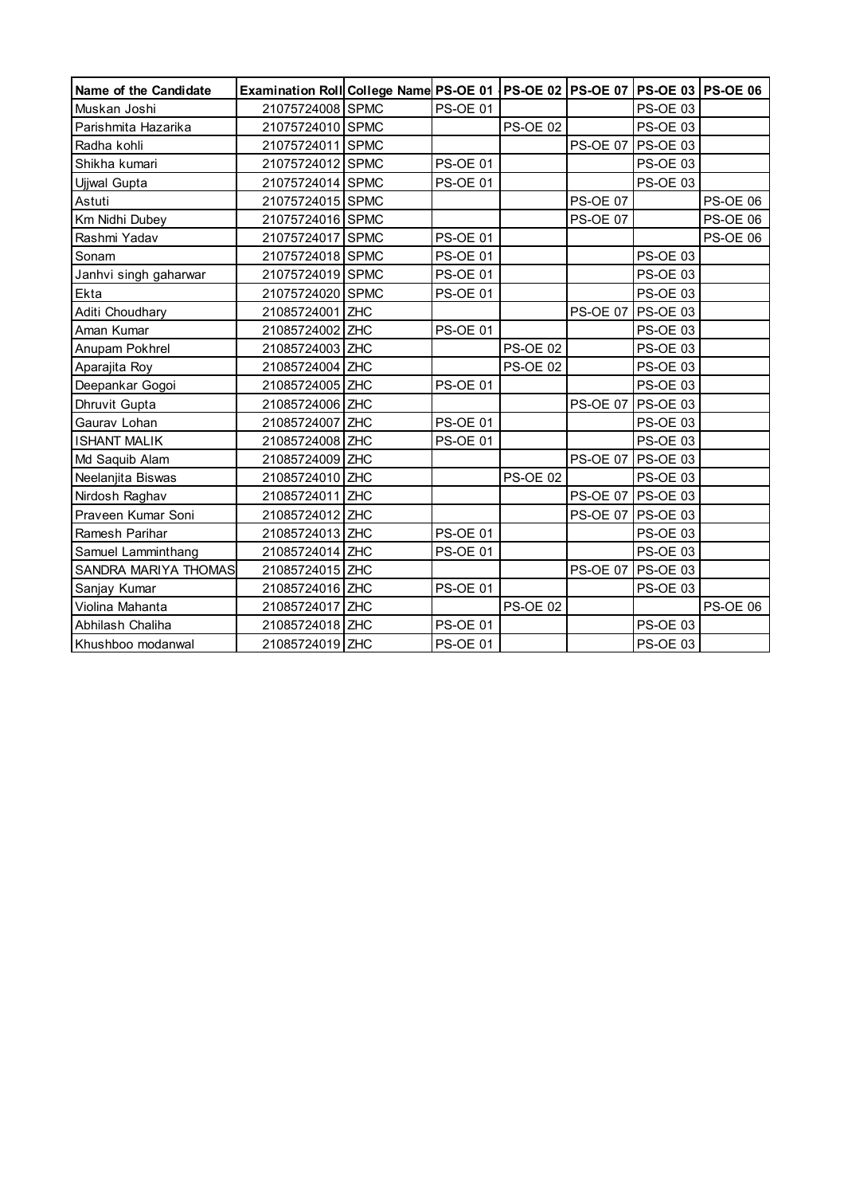| Name of the Candidate | Examination Roll | College Name | PS-OE 01 | PS-OE 02 | PS-OE 07 | PS-OE 03 | PS-OE 06 |
|---|---|---|---|---|---|---|---|
| Muskan Joshi | 21075724008 | SPMC | PS-OE 01 | | | PS-OE 03 | |
| Parishmita Hazarika | 21075724010 | SPMC | | PS-OE 02 | | PS-OE 03 | |
| Radha kohli | 21075724011 | SPMC | | | PS-OE 07 | PS-OE 03 | |
| Shikha kumari | 21075724012 | SPMC | PS-OE 01 | | | PS-OE 03 | |
| Ujjwal Gupta | 21075724014 | SPMC | PS-OE 01 | | | PS-OE 03 | |
| Astuti | 21075724015 | SPMC | | | PS-OE 07 | | PS-OE 06 |
| Km Nidhi Dubey | 21075724016 | SPMC | | | PS-OE 07 | | PS-OE 06 |
| Rashmi Yadav | 21075724017 | SPMC | PS-OE 01 | | | | PS-OE 06 |
| Sonam | 21075724018 | SPMC | PS-OE 01 | | | PS-OE 03 | |
| Janhvi singh gaharwar | 21075724019 | SPMC | PS-OE 01 | | | PS-OE 03 | |
| Ekta | 21075724020 | SPMC | PS-OE 01 | | | PS-OE 03 | |
| Aditi Choudhary | 21085724001 | ZHC | | | PS-OE 07 | PS-OE 03 | |
| Aman Kumar | 21085724002 | ZHC | PS-OE 01 | | | PS-OE 03 | |
| Anupam Pokhrel | 21085724003 | ZHC | | PS-OE 02 | | PS-OE 03 | |
| Aparajita Roy | 21085724004 | ZHC | | PS-OE 02 | | PS-OE 03 | |
| Deepankar Gogoi | 21085724005 | ZHC | PS-OE 01 | | | PS-OE 03 | |
| Dhruvit Gupta | 21085724006 | ZHC | | | PS-OE 07 | PS-OE 03 | |
| Gaurav Lohan | 21085724007 | ZHC | PS-OE 01 | | | PS-OE 03 | |
| ISHANT MALIK | 21085724008 | ZHC | PS-OE 01 | | | PS-OE 03 | |
| Md Saquib Alam | 21085724009 | ZHC | | | PS-OE 07 | PS-OE 03 | |
| Neelanjita Biswas | 21085724010 | ZHC | | PS-OE 02 | | PS-OE 03 | |
| Nirdosh Raghav | 21085724011 | ZHC | | | PS-OE 07 | PS-OE 03 | |
| Praveen Kumar Soni | 21085724012 | ZHC | | | PS-OE 07 | PS-OE 03 | |
| Ramesh Parihar | 21085724013 | ZHC | PS-OE 01 | | | PS-OE 03 | |
| Samuel Lamminthang | 21085724014 | ZHC | PS-OE 01 | | | PS-OE 03 | |
| SANDRA MARIYA THOMAS | 21085724015 | ZHC | | | PS-OE 07 | PS-OE 03 | |
| Sanjay Kumar | 21085724016 | ZHC | PS-OE 01 | | | PS-OE 03 | |
| Violina Mahanta | 21085724017 | ZHC | | PS-OE 02 | | | PS-OE 06 |
| Abhilash Chaliha | 21085724018 | ZHC | PS-OE 01 | | | PS-OE 03 | |
| Khushboo modanwal | 21085724019 | ZHC | PS-OE 01 | | | PS-OE 03 | |